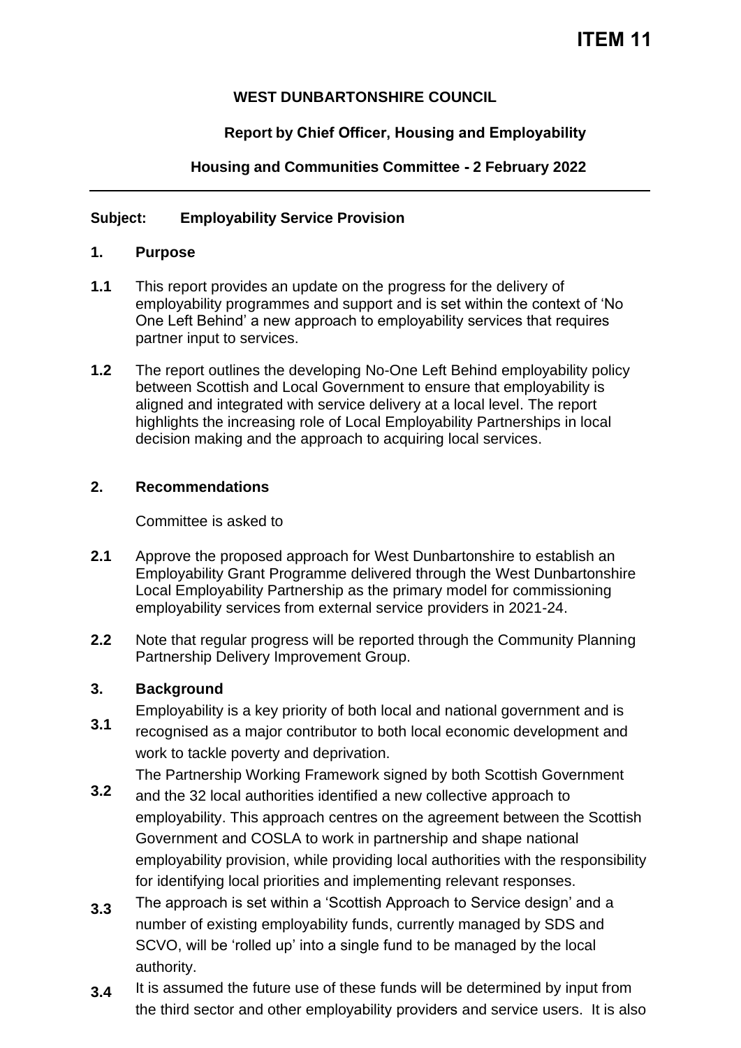**ITEM 11**

**WEST DUNBARTONSHIRE COUNCIL**

**Report by Chief Officer, Housing and Employability**

**Housing and Communities Committee - 2 February 2022**

---

**Subject: Employability Service Provision**

## 1. Purpose

**1.1** This report provides an update on the progress for the delivery of employability programmes and support and is set within the context of 'No One Left Behind' a new approach to employability services that requires partner input to services.

**1.2** The report outlines the developing No-One Left Behind employability policy between Scottish and Local Government to ensure that employability is aligned and integrated with service delivery at a local level. The report highlights the increasing role of Local Employability Partnerships in local decision making and the approach to acquiring local services.

## 2. Recommendations

Committee is asked to

**2.1** Approve the proposed approach for West Dunbartonshire to establish an Employability Grant Programme delivered through the West Dunbartonshire Local Employability Partnership as the primary model for commissioning employability services from external service providers in 2021-24.

**2.2** Note that regular progress will be reported through the Community Planning Partnership Delivery Improvement Group.

## 3. Background

**3.1** Employability is a key priority of both local and national government and is recognised as a major contributor to both local economic development and work to tackle poverty and deprivation.

**3.2** The Partnership Working Framework signed by both Scottish Government and the 32 local authorities identified a new collective approach to employability. This approach centres on the agreement between the Scottish Government and COSLA to work in partnership and shape national employability provision, while providing local authorities with the responsibility for identifying local priorities and implementing relevant responses.

**3.3** The approach is set within a 'Scottish Approach to Service design' and a number of existing employability funds, currently managed by SDS and SCVO, will be 'rolled up' into a single fund to be managed by the local authority.

**3.4** It is assumed the future use of these funds will be determined by input from the third sector and other employability providers and service users. It is also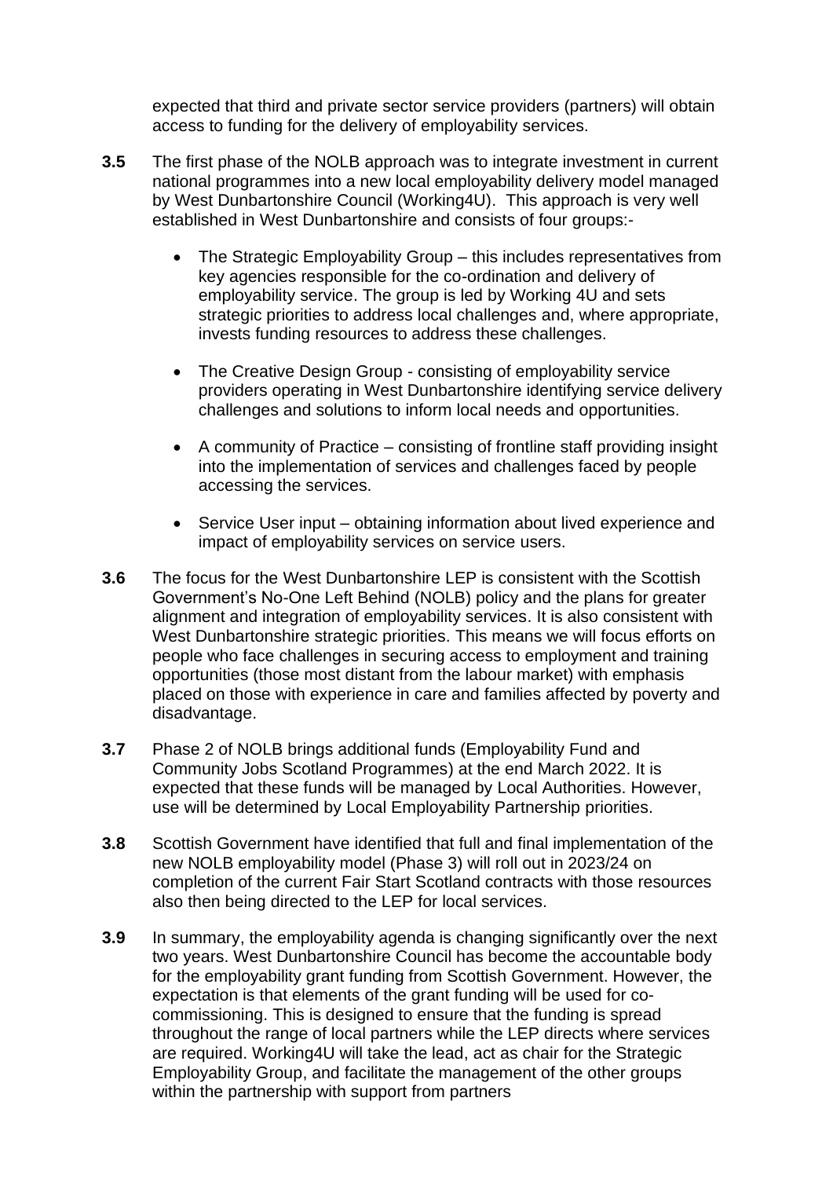expected that third and private sector service providers (partners) will obtain access to funding for the delivery of employability services.

**3.5** The first phase of the NOLB approach was to integrate investment in current national programmes into a new local employability delivery model managed by West Dunbartonshire Council (Working4U). This approach is very well established in West Dunbartonshire and consists of four groups:-

- The Strategic Employability Group – this includes representatives from key agencies responsible for the co-ordination and delivery of employability service. The group is led by Working 4U and sets strategic priorities to address local challenges and, where appropriate, invests funding resources to address these challenges.

- The Creative Design Group - consisting of employability service providers operating in West Dunbartonshire identifying service delivery challenges and solutions to inform local needs and opportunities.

- A community of Practice – consisting of frontline staff providing insight into the implementation of services and challenges faced by people accessing the services.

- Service User input – obtaining information about lived experience and impact of employability services on service users.

**3.6** The focus for the West Dunbartonshire LEP is consistent with the Scottish Government's No-One Left Behind (NOLB) policy and the plans for greater alignment and integration of employability services. It is also consistent with West Dunbartonshire strategic priorities. This means we will focus efforts on people who face challenges in securing access to employment and training opportunities (those most distant from the labour market) with emphasis placed on those with experience in care and families affected by poverty and disadvantage.

**3.7** Phase 2 of NOLB brings additional funds (Employability Fund and Community Jobs Scotland Programmes) at the end March 2022. It is expected that these funds will be managed by Local Authorities. However, use will be determined by Local Employability Partnership priorities.

**3.8** Scottish Government have identified that full and final implementation of the new NOLB employability model (Phase 3) will roll out in 2023/24 on completion of the current Fair Start Scotland contracts with those resources also then being directed to the LEP for local services.

**3.9** In summary, the employability agenda is changing significantly over the next two years. West Dunbartonshire Council has become the accountable body for the employability grant funding from Scottish Government. However, the expectation is that elements of the grant funding will be used for co-commissioning. This is designed to ensure that the funding is spread throughout the range of local partners while the LEP directs where services are required. Working4U will take the lead, act as chair for the Strategic Employability Group, and facilitate the management of the other groups within the partnership with support from partners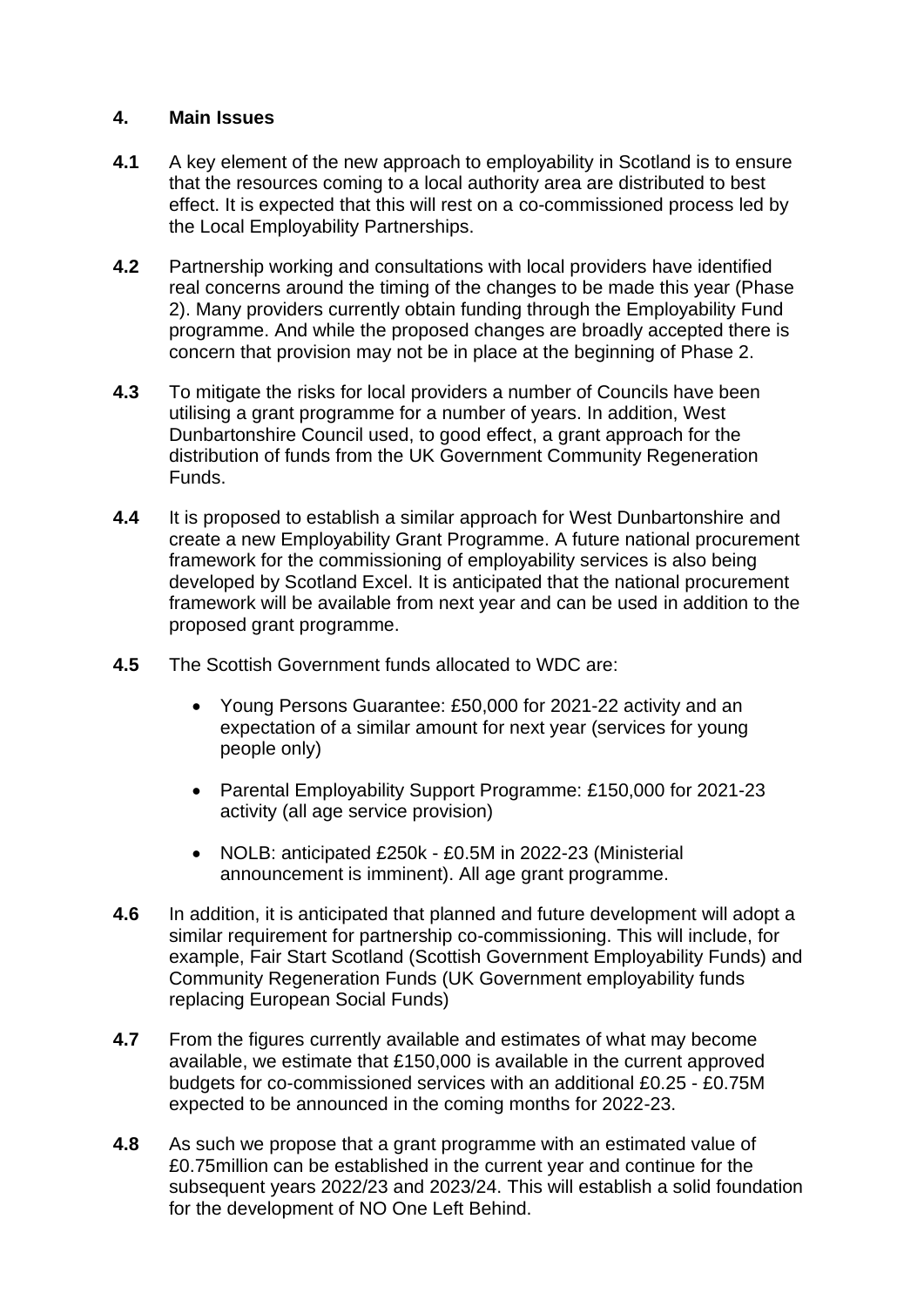## 4. Main Issues

**4.1** A key element of the new approach to employability in Scotland is to ensure that the resources coming to a local authority area are distributed to best effect. It is expected that this will rest on a co-commissioned process led by the Local Employability Partnerships.

**4.2** Partnership working and consultations with local providers have identified real concerns around the timing of the changes to be made this year (Phase 2). Many providers currently obtain funding through the Employability Fund programme. And while the proposed changes are broadly accepted there is concern that provision may not be in place at the beginning of Phase 2.

**4.3** To mitigate the risks for local providers a number of Councils have been utilising a grant programme for a number of years. In addition, West Dunbartonshire Council used, to good effect, a grant approach for the distribution of funds from the UK Government Community Regeneration Funds.

**4.4** It is proposed to establish a similar approach for West Dunbartonshire and create a new Employability Grant Programme. A future national procurement framework for the commissioning of employability services is also being developed by Scotland Excel. It is anticipated that the national procurement framework will be available from next year and can be used in addition to the proposed grant programme.

**4.5** The Scottish Government funds allocated to WDC are:

- Young Persons Guarantee: £50,000 for 2021-22 activity and an expectation of a similar amount for next year (services for young people only)
- Parental Employability Support Programme: £150,000 for 2021-23 activity (all age service provision)
- NOLB: anticipated £250k - £0.5M in 2022-23 (Ministerial announcement is imminent). All age grant programme.

**4.6** In addition, it is anticipated that planned and future development will adopt a similar requirement for partnership co-commissioning. This will include, for example, Fair Start Scotland (Scottish Government Employability Funds) and Community Regeneration Funds (UK Government employability funds replacing European Social Funds)

**4.7** From the figures currently available and estimates of what may become available, we estimate that £150,000 is available in the current approved budgets for co-commissioned services with an additional £0.25 - £0.75M expected to be announced in the coming months for 2022-23.

**4.8** As such we propose that a grant programme with an estimated value of £0.75million can be established in the current year and continue for the subsequent years 2022/23 and 2023/24. This will establish a solid foundation for the development of NO One Left Behind.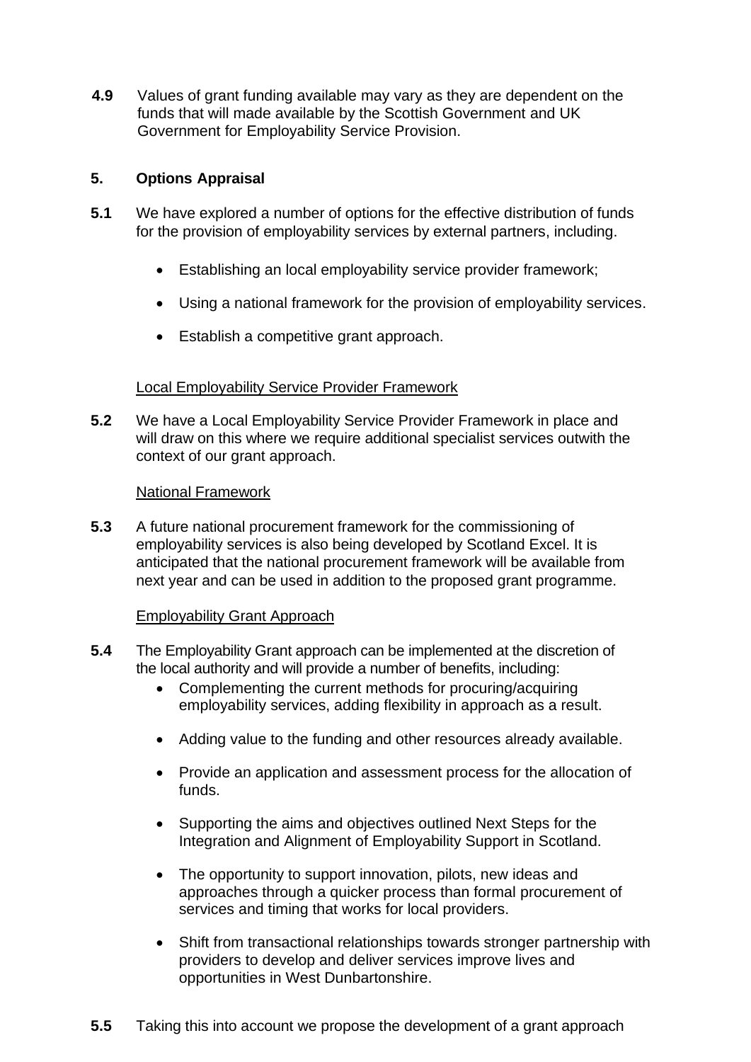**4.9** Values of grant funding available may vary as they are dependent on the funds that will made available by the Scottish Government and UK Government for Employability Service Provision.

## 5. Options Appraisal

**5.1** We have explored a number of options for the effective distribution of funds for the provision of employability services by external partners, including.

- Establishing an local employability service provider framework;
- Using a national framework for the provision of employability services.
- Establish a competitive grant approach.

Local Employability Service Provider Framework

**5.2** We have a Local Employability Service Provider Framework in place and will draw on this where we require additional specialist services outwith the context of our grant approach.

National Framework

**5.3** A future national procurement framework for the commissioning of employability services is also being developed by Scotland Excel. It is anticipated that the national procurement framework will be available from next year and can be used in addition to the proposed grant programme.

Employability Grant Approach

**5.4** The Employability Grant approach can be implemented at the discretion of the local authority and will provide a number of benefits, including:

- Complementing the current methods for procuring/acquiring employability services, adding flexibility in approach as a result.
- Adding value to the funding and other resources already available.
- Provide an application and assessment process for the allocation of funds.
- Supporting the aims and objectives outlined Next Steps for the Integration and Alignment of Employability Support in Scotland.
- The opportunity to support innovation, pilots, new ideas and approaches through a quicker process than formal procurement of services and timing that works for local providers.
- Shift from transactional relationships towards stronger partnership with providers to develop and deliver services improve lives and opportunities in West Dunbartonshire.

**5.5** Taking this into account we propose the development of a grant approach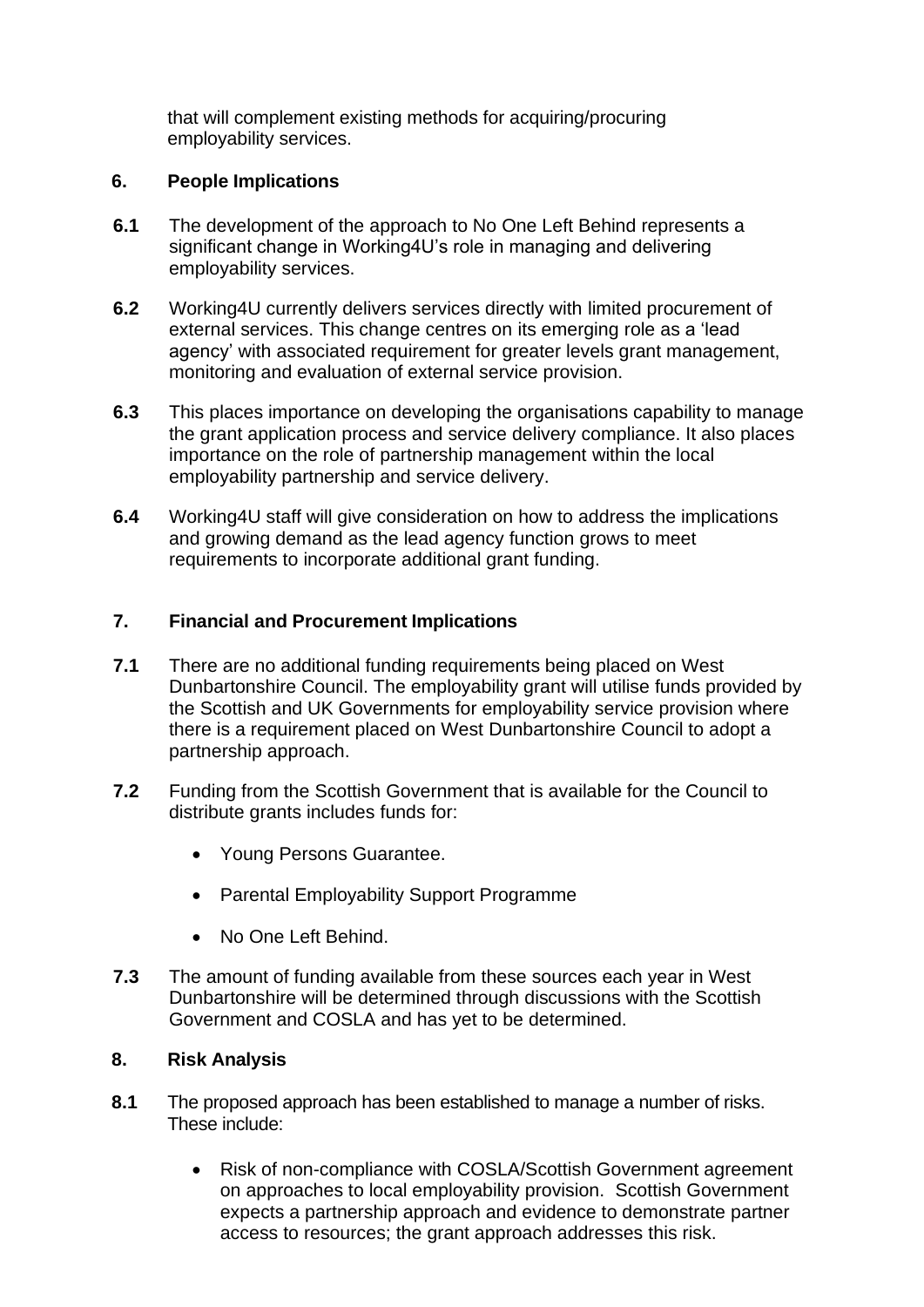that will complement existing methods for acquiring/procuring employability services.

## 6. People Implications

**6.1** The development of the approach to No One Left Behind represents a significant change in Working4U's role in managing and delivering employability services.

**6.2** Working4U currently delivers services directly with limited procurement of external services. This change centres on its emerging role as a 'lead agency' with associated requirement for greater levels grant management, monitoring and evaluation of external service provision.

**6.3** This places importance on developing the organisations capability to manage the grant application process and service delivery compliance. It also places importance on the role of partnership management within the local employability partnership and service delivery.

**6.4** Working4U staff will give consideration on how to address the implications and growing demand as the lead agency function grows to meet requirements to incorporate additional grant funding.

## 7. Financial and Procurement Implications

**7.1** There are no additional funding requirements being placed on West Dunbartonshire Council. The employability grant will utilise funds provided by the Scottish and UK Governments for employability service provision where there is a requirement placed on West Dunbartonshire Council to adopt a partnership approach.

**7.2** Funding from the Scottish Government that is available for the Council to distribute grants includes funds for:

- Young Persons Guarantee.
- Parental Employability Support Programme
- No One Left Behind.

**7.3** The amount of funding available from these sources each year in West Dunbartonshire will be determined through discussions with the Scottish Government and COSLA and has yet to be determined.

## 8. Risk Analysis

**8.1** The proposed approach has been established to manage a number of risks. These include:

- Risk of non-compliance with COSLA/Scottish Government agreement on approaches to local employability provision. Scottish Government expects a partnership approach and evidence to demonstrate partner access to resources; the grant approach addresses this risk.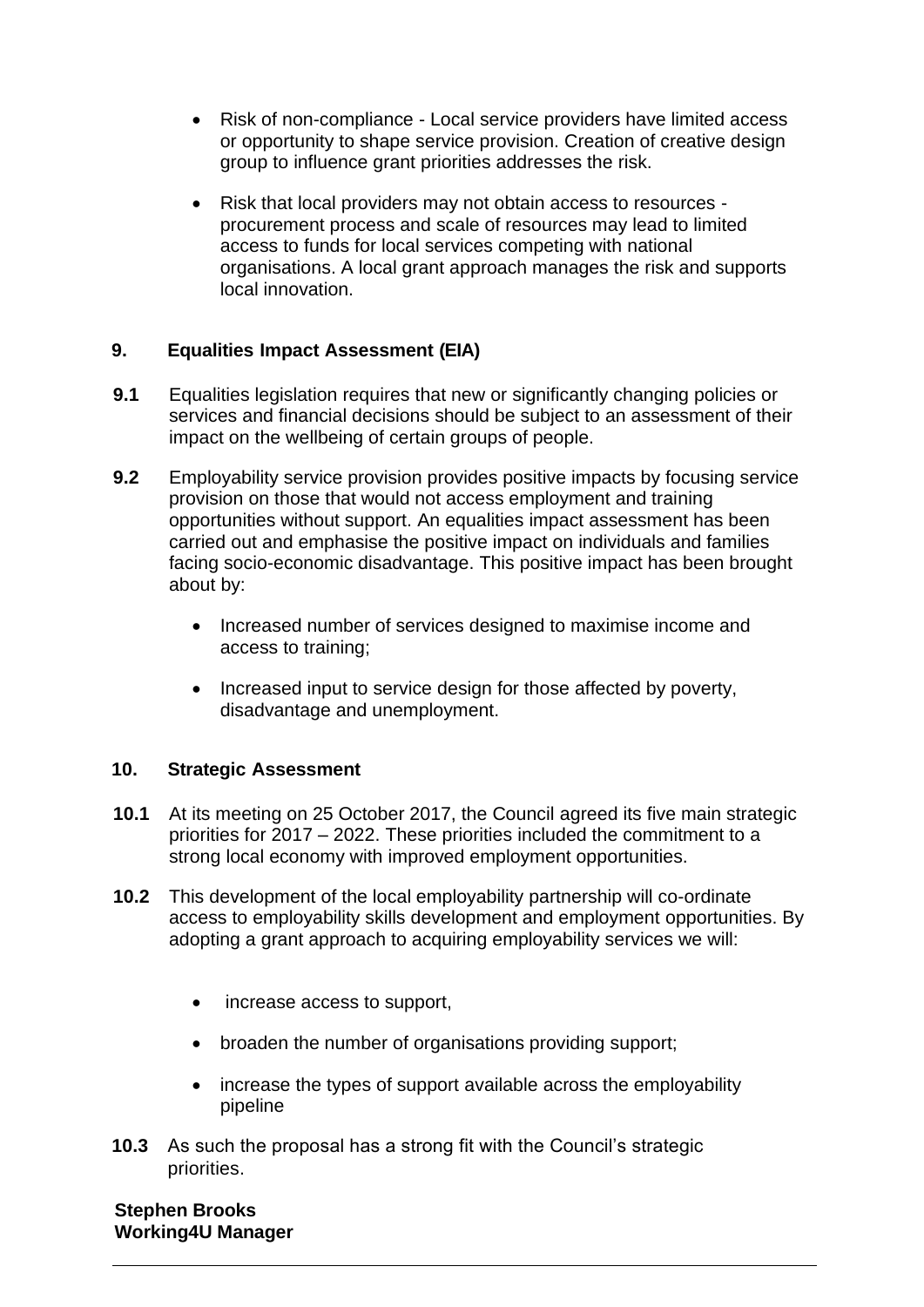- Risk of non-compliance - Local service providers have limited access or opportunity to shape service provision. Creation of creative design group to influence grant priorities addresses the risk.
- Risk that local providers may not obtain access to resources - procurement process and scale of resources may lead to limited access to funds for local services competing with national organisations. A local grant approach manages the risk and supports local innovation.

## 9. Equalities Impact Assessment (EIA)

**9.1** Equalities legislation requires that new or significantly changing policies or services and financial decisions should be subject to an assessment of their impact on the wellbeing of certain groups of people.

**9.2** Employability service provision provides positive impacts by focusing service provision on those that would not access employment and training opportunities without support. An equalities impact assessment has been carried out and emphasise the positive impact on individuals and families facing socio-economic disadvantage. This positive impact has been brought about by:

- Increased number of services designed to maximise income and access to training;
- Increased input to service design for those affected by poverty, disadvantage and unemployment.

## 10. Strategic Assessment

**10.1** At its meeting on 25 October 2017, the Council agreed its five main strategic priorities for 2017 – 2022. These priorities included the commitment to a strong local economy with improved employment opportunities.

**10.2** This development of the local employability partnership will co-ordinate access to employability skills development and employment opportunities. By adopting a grant approach to acquiring employability services we will:

- increase access to support,
- broaden the number of organisations providing support;
- increase the types of support available across the employability pipeline

**10.3** As such the proposal has a strong fit with the Council's strategic priorities.

**Stephen Brooks**
**Working4U Manager**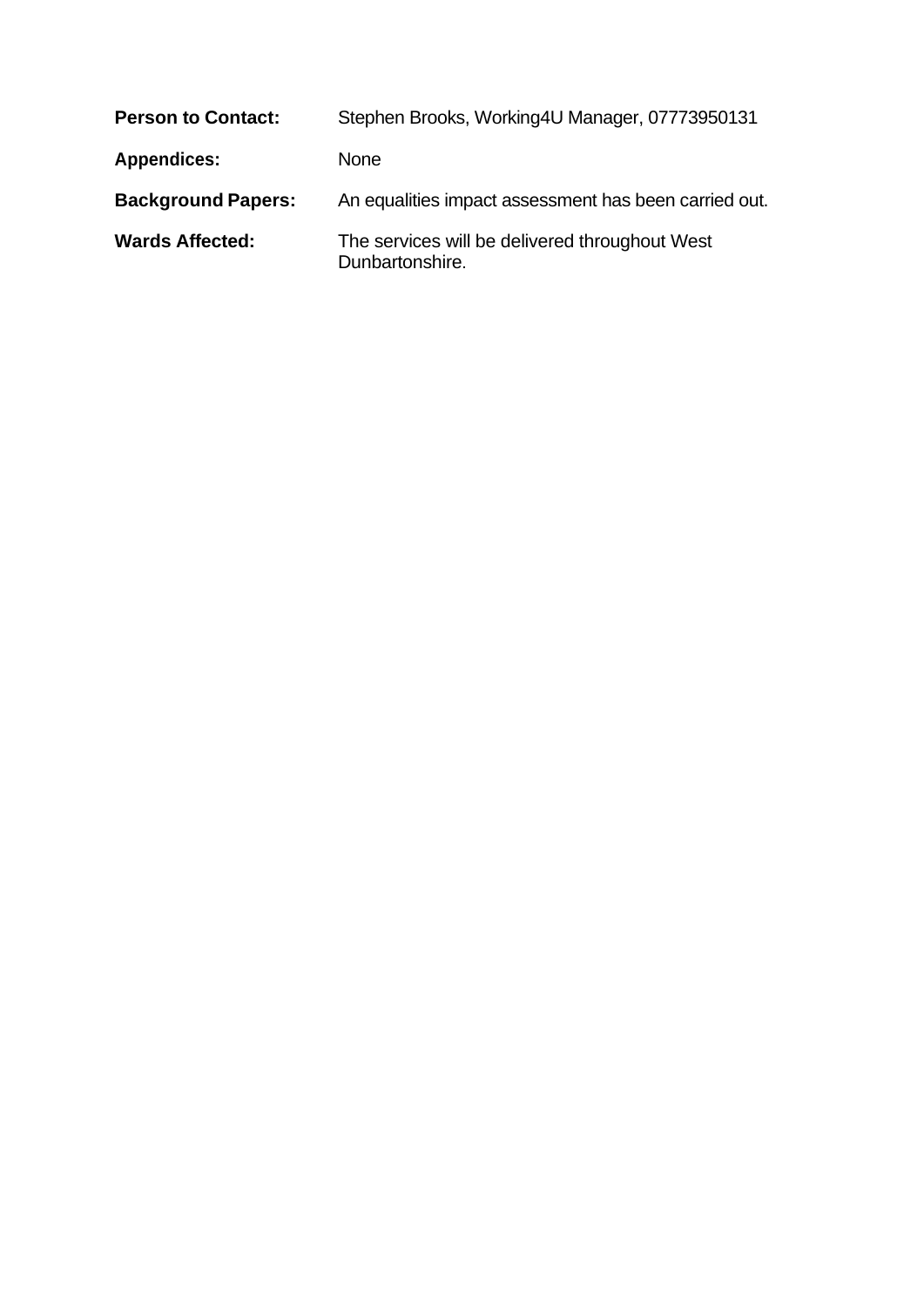**Person to Contact:** Stephen Brooks, Working4U Manager, 07773950131

**Appendices:** None

**Background Papers:** An equalities impact assessment has been carried out.

**Wards Affected:** The services will be delivered throughout West Dunbartonshire.